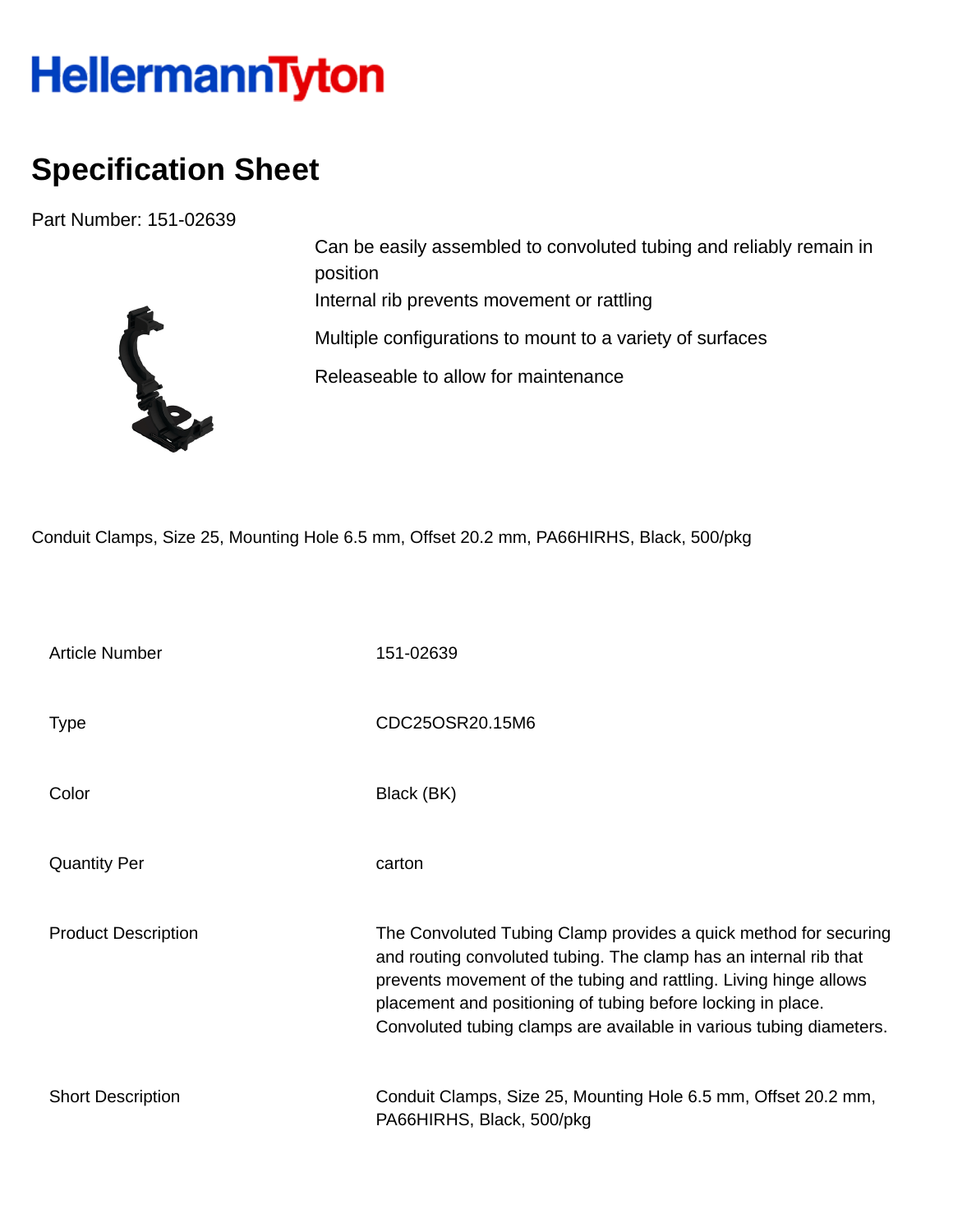HellermannTyton

# Specification Sheet

Part Number: 151-02639

Can be easily assembled to convoluted tubing and reliably remain in position

Internal rib prevents movement or rattling

Multiple configurations to mount to a variety of surfaces

Releaseable to allow for maintenance

Conduit Clamps, Size 25, Mounting Hole 6.5 mm, Offset 20.2 mm, PA66HIRHS, Black, 500/pkg

| | |
|---|---|
| Article Number | 151-02639 |
| Type | CDC25OSR20.15M6 |
| Color | Black (BK) |
| Quantity Per | carton |
| Product Description | The Convoluted Tubing Clamp provides a quick method for securing and routing convoluted tubing. The clamp has an internal rib that prevents movement of the tubing and rattling. Living hinge allows placement and positioning of tubing before locking in place. Convoluted tubing clamps are available in various tubing diameters. |
| Short Description | Conduit Clamps, Size 25, Mounting Hole 6.5 mm, Offset 20.2 mm, PA66HIRHS, Black, 500/pkg |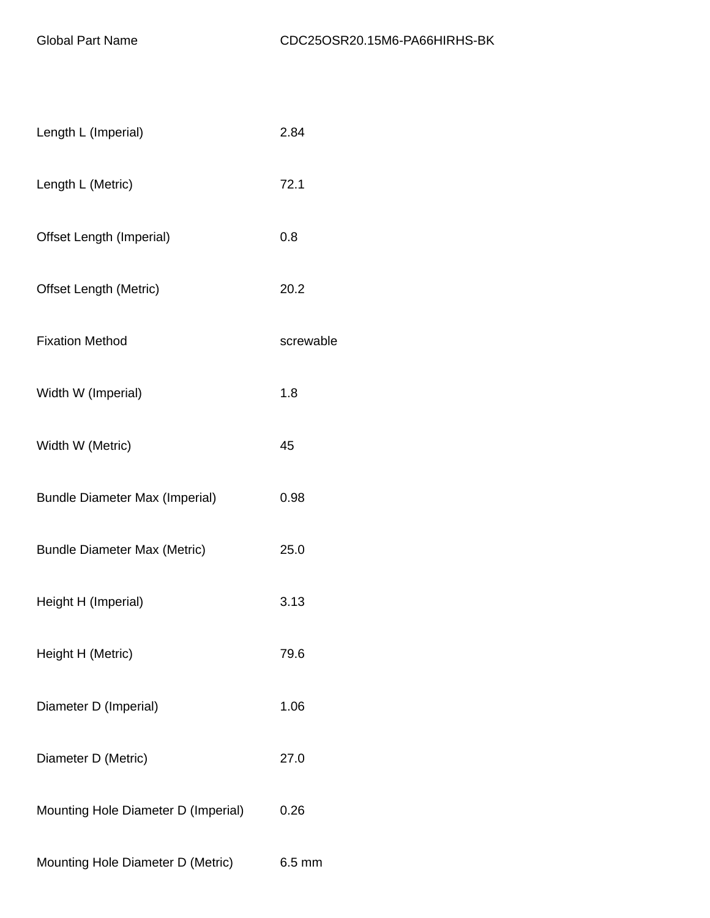| Global Part Name | CDC25OSR20.15M6-PA66HIRHS-BK |
| --- | --- |
| Length L (Imperial) | 2.84 |
| Length L (Metric) | 72.1 |
| Offset Length (Imperial) | 0.8 |
| Offset Length (Metric) | 20.2 |
| Fixation Method | screwable |
| Width W (Imperial) | 1.8 |
| Width W (Metric) | 45 |
| Bundle Diameter Max (Imperial) | 0.98 |
| Bundle Diameter Max (Metric) | 25.0 |
| Height H (Imperial) | 3.13 |
| Height H (Metric) | 79.6 |
| Diameter D (Imperial) | 1.06 |
| Diameter D (Metric) | 27.0 |
| Mounting Hole Diameter D (Imperial) | 0.26 |
| Mounting Hole Diameter D (Metric) | 6.5 mm |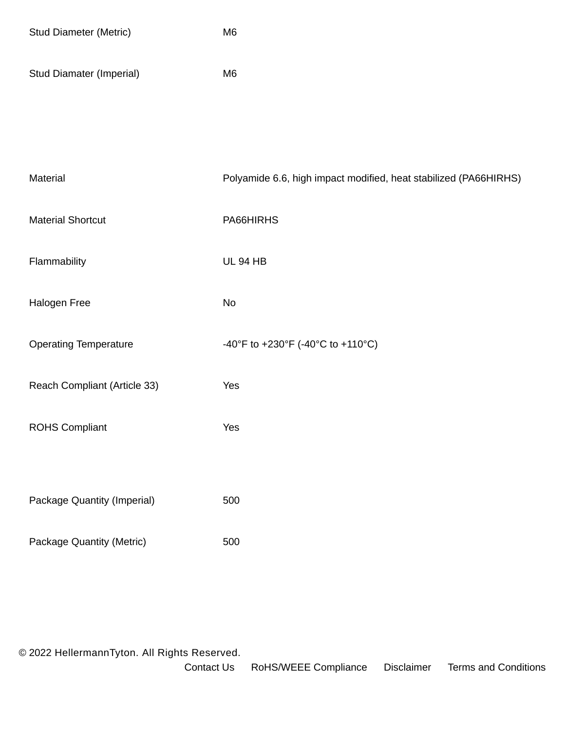| | |
|---|---|
| Stud Diameter (Metric) | M6 |
| Stud Diamater (Imperial) | M6 |

| | |
|---|---|
| Material | Polyamide 6.6, high impact modified, heat stabilized (PA66HIRHS) |
| Material Shortcut | PA66HIRHS |
| Flammability | UL 94 HB |
| Halogen Free | No |
| Operating Temperature | -40°F to +230°F (-40°C to +110°C) |
| Reach Compliant (Article 33) | Yes |
| ROHS Compliant | Yes |

| | |
|---|---|
| Package Quantity (Imperial) | 500 |
| Package Quantity (Metric) | 500 |

© 2022 HellermannTyton. All Rights Reserved.

Contact Us RoHS/WEEE Compliance Disclaimer Terms and Conditions